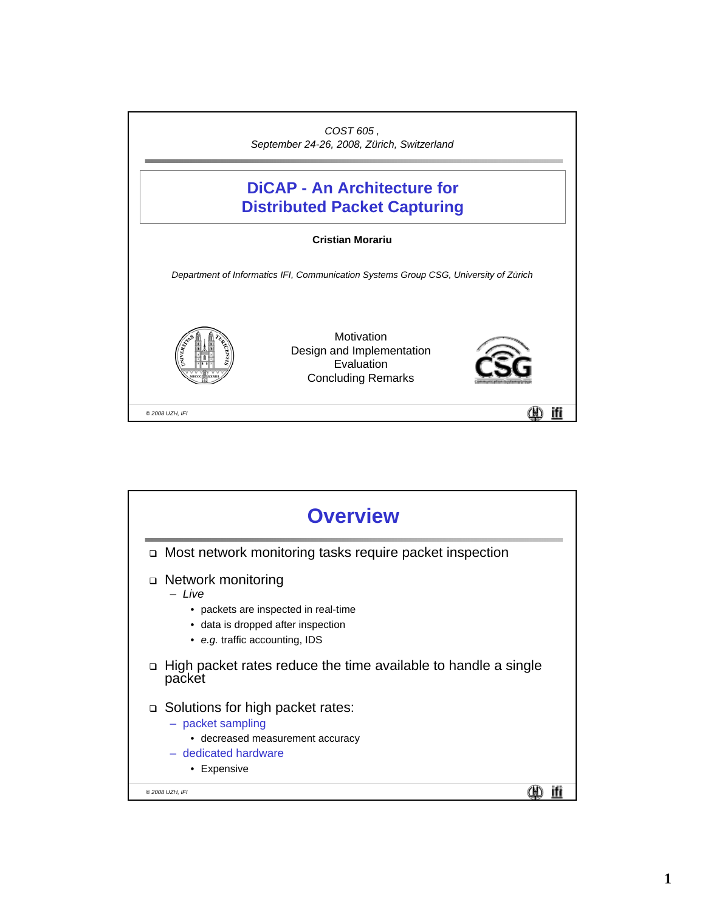*COST 605 ,*
*September 24-26, 2008, Zürich, Switzerland*

# DiCAP - An Architecture for Distributed Packet Capturing

**Cristian Morariu**

*Department of Informatics IFI, Communication Systems Group CSG, University of Zürich*

Motivation
Design and Implementation
Evaluation
Concluding Remarks

# Overview

- Most network monitoring tasks require packet inspection
- Network monitoring
  - *Live*
    - packets are inspected in real-time
    - data is dropped after inspection
    - *e.g.* traffic accounting, IDS
- High packet rates reduce the time available to handle a single packet
- Solutions for high packet rates:
  - packet sampling
    - decreased measurement accuracy
  - dedicated hardware
    - Expensive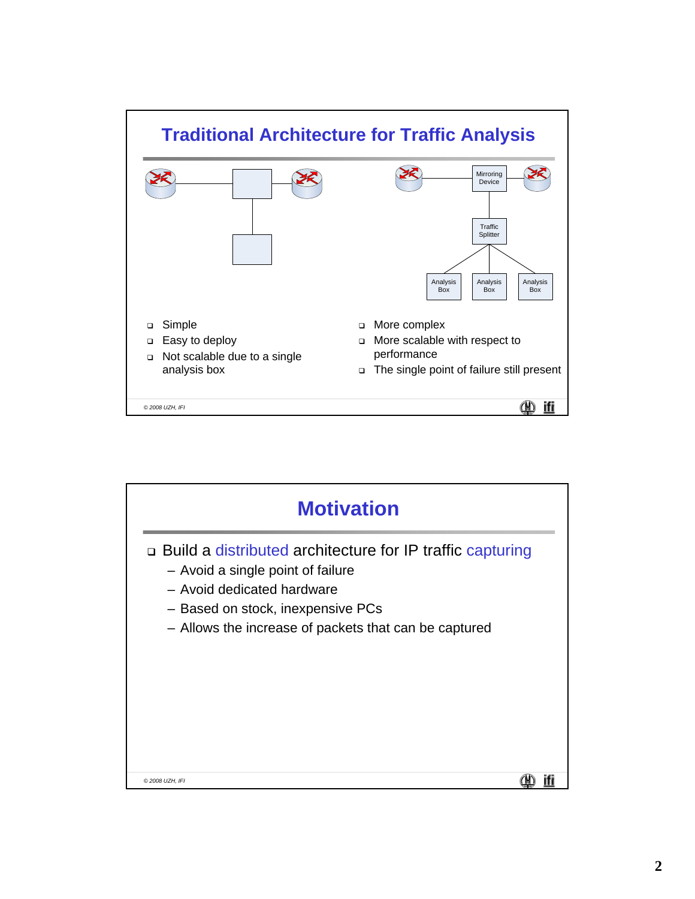# Traditional Architecture for Traffic Analysis

Mirroring Device

Traffic Splitter

Analysis Box

Analysis Box

Analysis Box

- Simple
- Easy to deploy
- Not scalable due to a single analysis box

- More complex
- More scalable with respect to performance
- The single point of failure still present

© 2008 UZH, IFI

# Motivation

- Build a distributed architecture for IP traffic capturing
  - Avoid a single point of failure
  - Avoid dedicated hardware
  - Based on stock, inexpensive PCs
  - Allows the increase of packets that can be captured

© 2008 UZH, IFI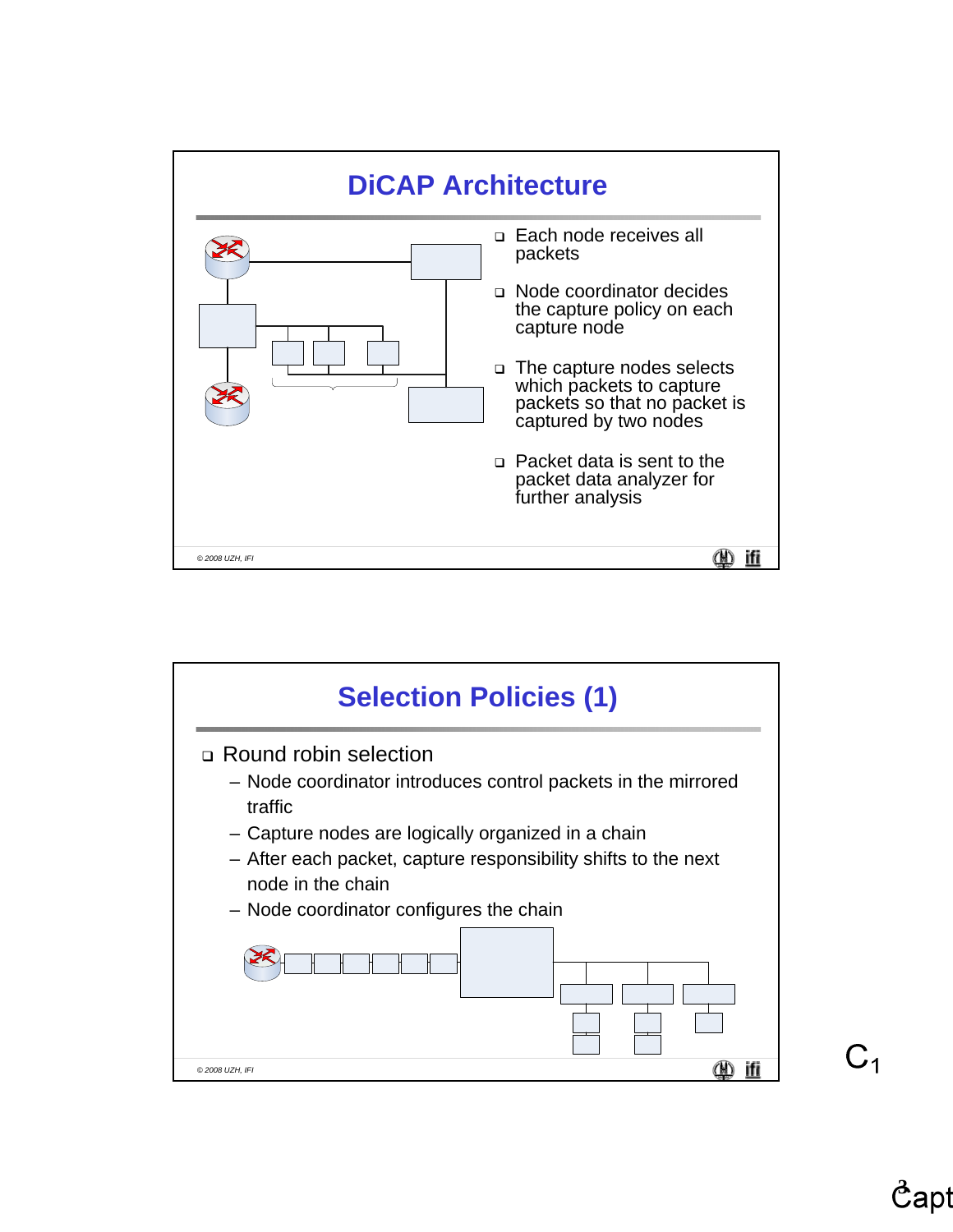# DiCAP Architecture

- Each node receives all packets
- Node coordinator decides the capture policy on each capture node
- The capture nodes selects which packets to capture packets so that no packet is captured by two nodes
- Packet data is sent to the packet data analyzer for further analysis

# Selection Policies (1)

- Round robin selection
  - Node coordinator introduces control packets in the mirrored traffic
  - Capture nodes are logically organized in a chain
  - After each packet, capture responsibility shifts to the next node in the chain
  - Node coordinator configures the chain

$C_1$

Capt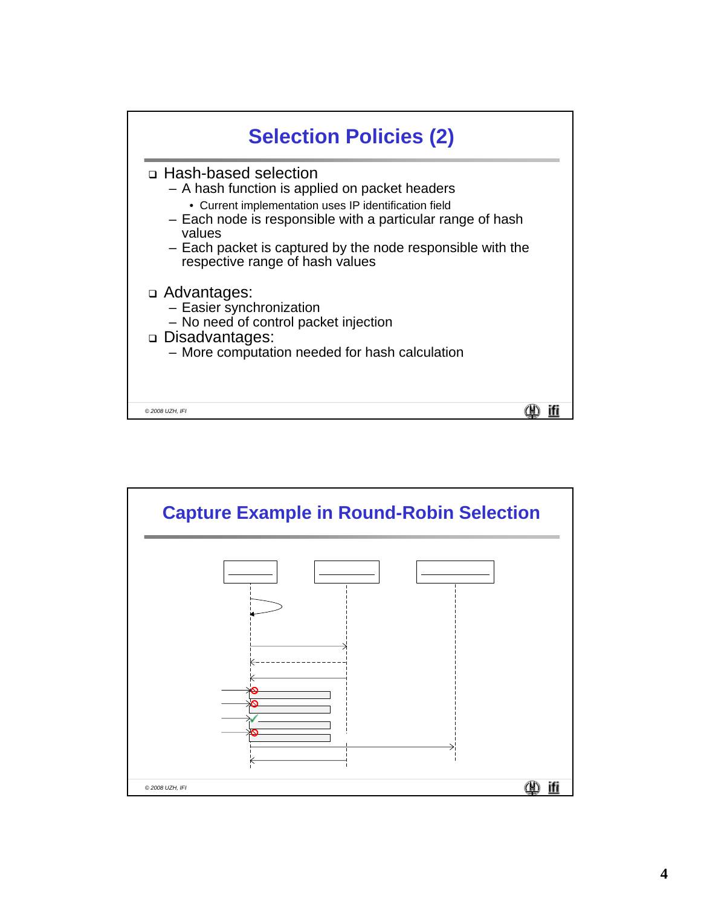## Selection Policies (2)

- Hash-based selection
  - A hash function is applied on packet headers
    - Current implementation uses IP identification field
  - Each node is responsible with a particular range of hash values
  - Each packet is captured by the node responsible with the respective range of hash values

- Advantages:
  - Easier synchronization
  - No need of control packet injection
- Disadvantages:
  - More computation needed for hash calculation

© 2008 UZH, IFI

## Capture Example in Round-Robin Selection

© 2008 UZH, IFI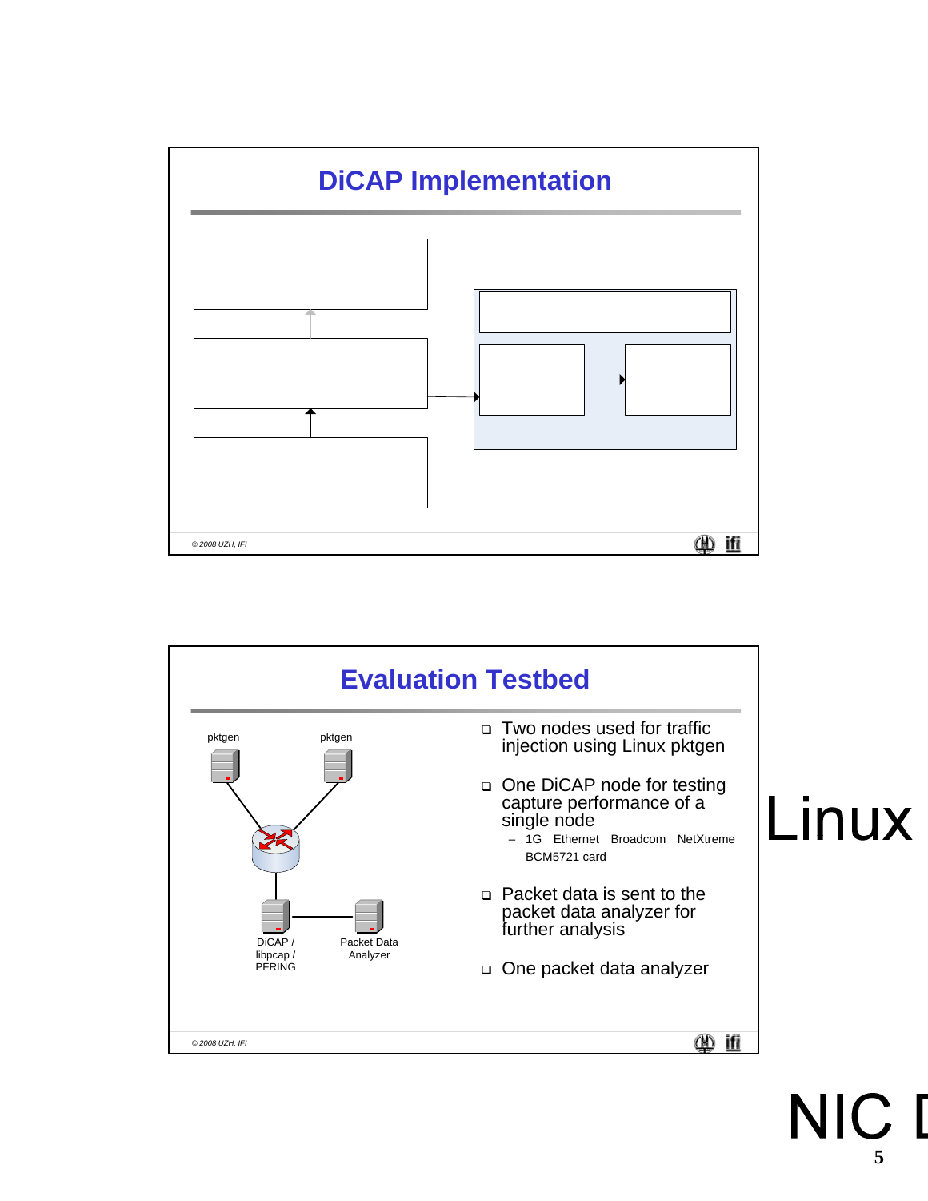## DiCAP Implementation

## Evaluation Testbed

pktgen

pktgen

DiCAP / libpcap / PFRING

Packet Data Analyzer

- Two nodes used for traffic injection using Linux pktgen
- One DiCAP node for testing capture performance of a single node
  - 1G Ethernet Broadcom NetXtreme BCM5721 card
- Packet data is sent to the packet data analyzer for further analysis
- One packet data analyzer

Linux

NIC D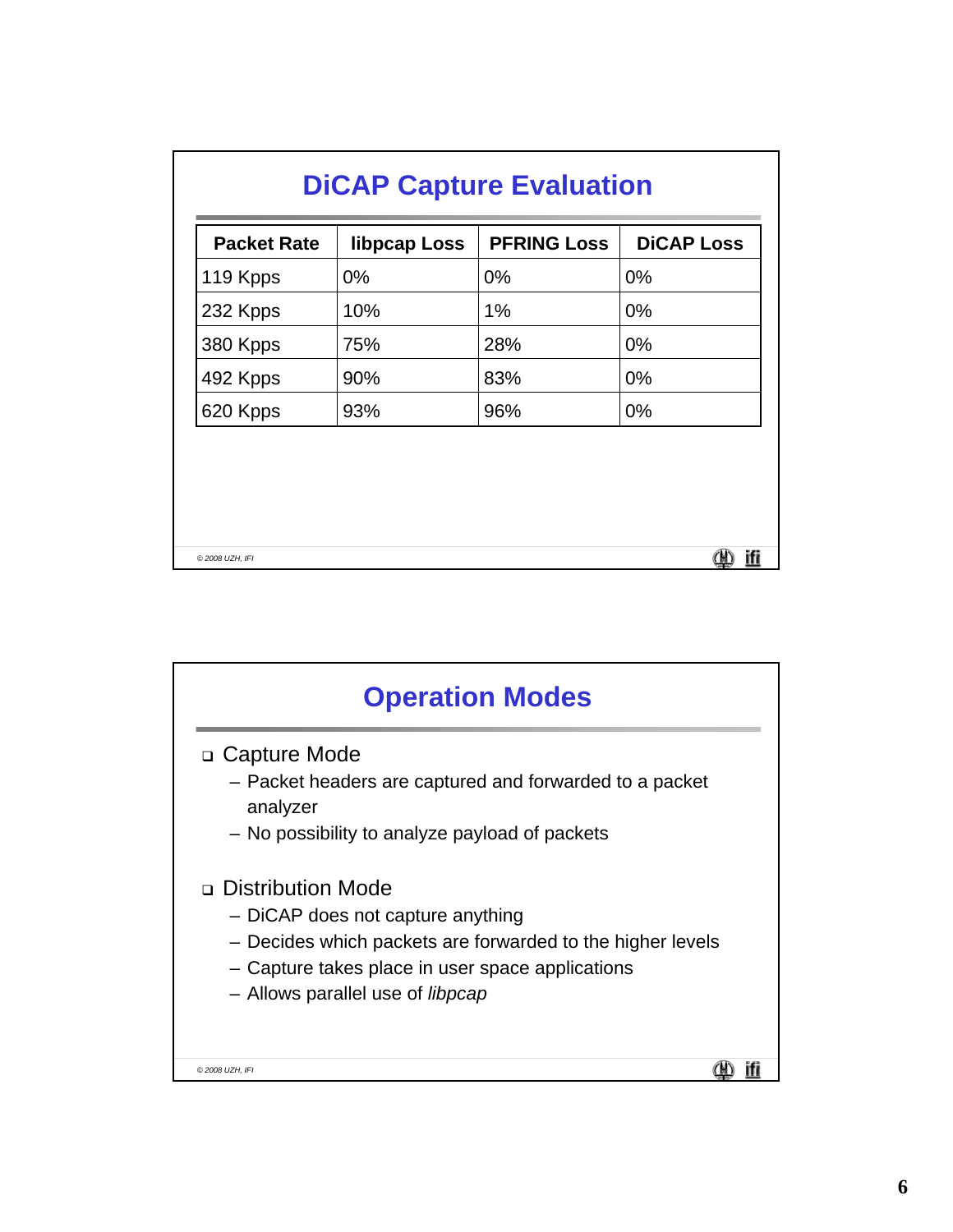## DiCAP Capture Evaluation

| Packet Rate | libpcap Loss | PFRING Loss | DiCAP Loss |
|---|---|---|---|
| 119 Kpps | 0% | 0% | 0% |
| 232 Kpps | 10% | 1% | 0% |
| 380 Kpps | 75% | 28% | 0% |
| 492 Kpps | 90% | 83% | 0% |
| 620 Kpps | 93% | 96% | 0% |

## Operation Modes

- Capture Mode
  - Packet headers are captured and forwarded to a packet analyzer
  - No possibility to analyze payload of packets
- Distribution Mode
  - DiCAP does not capture anything
  - Decides which packets are forwarded to the higher levels
  - Capture takes place in user space applications
  - Allows parallel use of *libpcap*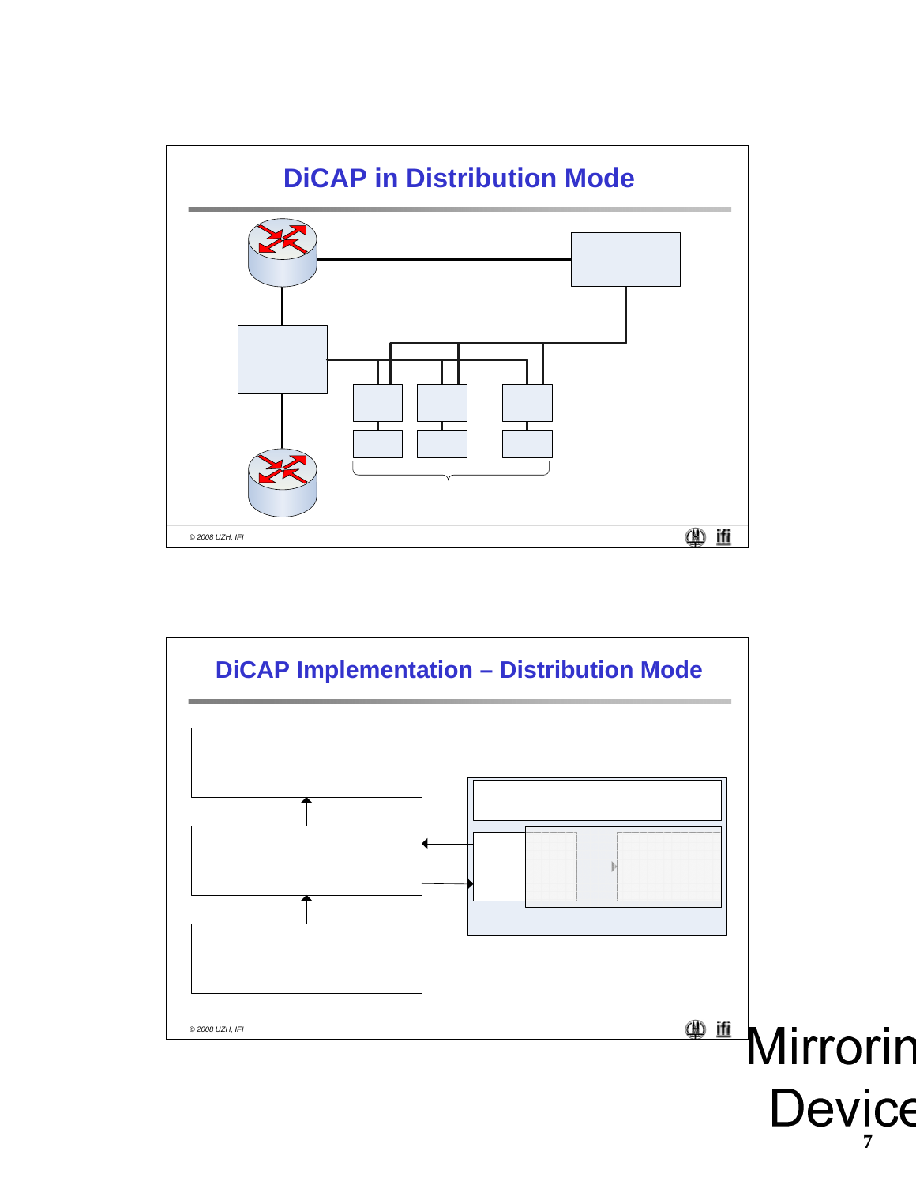## DiCAP in Distribution Mode

## DiCAP Implementation – Distribution Mode

Mirrorin

Device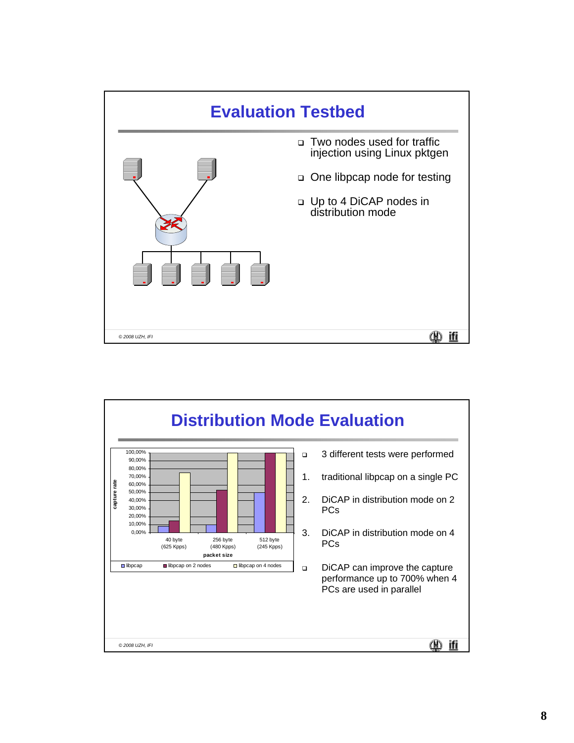# Evaluation Testbed

- Two nodes used for traffic injection using Linux pktgen
- One libpcap node for testing
- Up to 4 DiCAP nodes in distribution mode

© 2008 UZH, IFI

# Distribution Mode Evaluation

- 3 different tests were performed

1. traditional libpcap on a single PC
2. DiCAP in distribution mode on 2 PCs
3. DiCAP in distribution mode on 4 PCs

- DiCAP can improve the capture performance up to 700% when 4 PCs are used in parallel

© 2008 UZH, IFI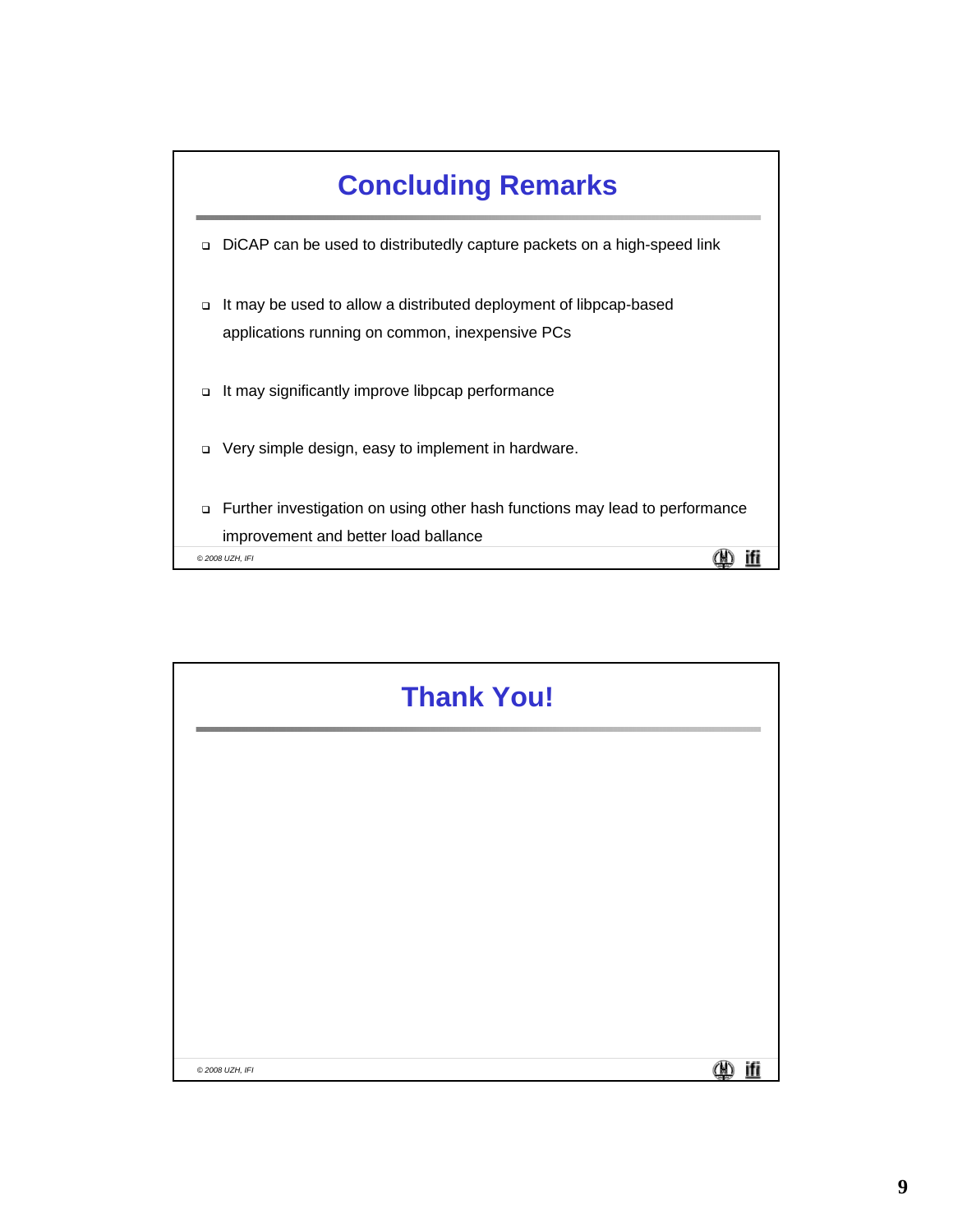# Concluding Remarks

- DiCAP can be used to distributedly capture packets on a high-speed link
- It may be used to allow a distributed deployment of libpcap-based applications running on common, inexpensive PCs
- It may significantly improve libpcap performance
- Very simple design, easy to implement in hardware.
- Further investigation on using other hash functions may lead to performance improvement and better load ballance

*© 2008 UZH, IFI*

# Thank You!

*© 2008 UZH, IFI*